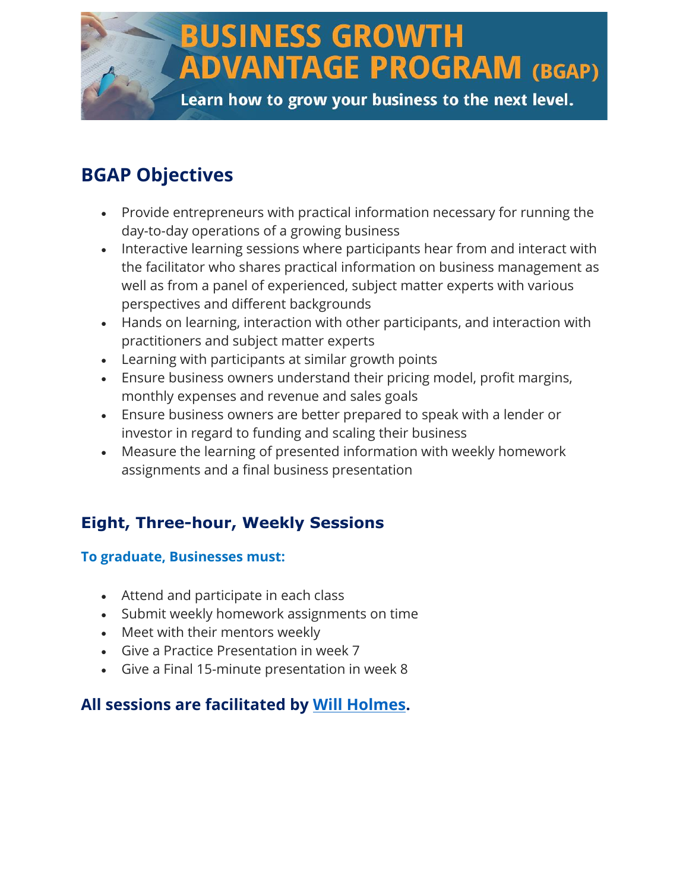# BUSINESS GROWTH ADVANTAGE PROGRAM (BGAP)

Learn how to grow your business to the next level.

## BGAP Objectives

- Provide entrepreneurs with practical information necessary for running the day-to-day operations of a growing business
- Interactive learning sessions where participants hear from and interact with the facilitator who shares practical information on business management as well as from a panel of experienced, subject matter experts with various perspectives and different backgrounds
- Hands on learning, interaction with other participants, and interaction with practitioners and subject matter experts
- Learning with participants at similar growth points
- Ensure business owners understand their pricing model, profit margins, monthly expenses and revenue and sales goals
- Ensure business owners are better prepared to speak with a lender or investor in regard to funding and scaling their business
- Measure the learning of presented information with weekly homework assignments and a final business presentation

## Eight, Three-hour, Weekly Sessions

### To graduate, Businesses must:

- Attend and participate in each class
- Submit weekly homework assignments on time
- Meet with their mentors weekly
- Give a Practice Presentation in week 7
- Give a Final 15-minute presentation in week 8

## All sessions are facilitated by Will Holmes.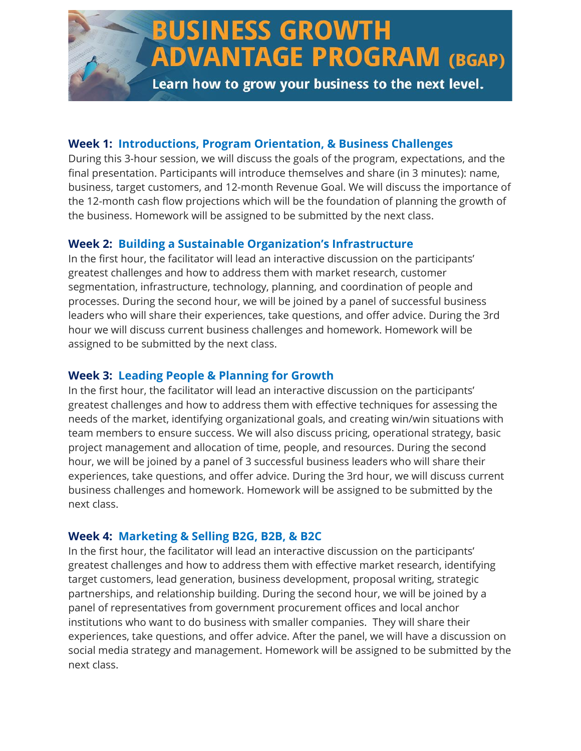# BUSINESS GROWTH ADVANTAGE PROGRAM (BGAP)

**Learn how to grow your business to the next level.**

### Week 1: Introductions, Program Orientation, & Business Challenges

During this 3-hour session, we will discuss the goals of the program, expectations, and the final presentation. Participants will introduce themselves and share (in 3 minutes): name, business, target customers, and 12-month Revenue Goal. We will discuss the importance of the 12-month cash flow projections which will be the foundation of planning the growth of the business. Homework will be assigned to be submitted by the next class.

### Week 2: Building a Sustainable Organization's Infrastructure

In the first hour, the facilitator will lead an interactive discussion on the participants' greatest challenges and how to address them with market research, customer segmentation, infrastructure, technology, planning, and coordination of people and processes. During the second hour, we will be joined by a panel of successful business leaders who will share their experiences, take questions, and offer advice. During the 3rd hour we will discuss current business challenges and homework. Homework will be assigned to be submitted by the next class.

### Week 3: Leading People & Planning for Growth

In the first hour, the facilitator will lead an interactive discussion on the participants' greatest challenges and how to address them with effective techniques for assessing the needs of the market, identifying organizational goals, and creating win/win situations with team members to ensure success. We will also discuss pricing, operational strategy, basic project management and allocation of time, people, and resources. During the second hour, we will be joined by a panel of 3 successful business leaders who will share their experiences, take questions, and offer advice. During the 3rd hour, we will discuss current business challenges and homework. Homework will be assigned to be submitted by the next class.

### Week 4: Marketing & Selling B2G, B2B, & B2C

In the first hour, the facilitator will lead an interactive discussion on the participants' greatest challenges and how to address them with effective market research, identifying target customers, lead generation, business development, proposal writing, strategic partnerships, and relationship building. During the second hour, we will be joined by a panel of representatives from government procurement offices and local anchor institutions who want to do business with smaller companies. They will share their experiences, take questions, and offer advice. After the panel, we will have a discussion on social media strategy and management. Homework will be assigned to be submitted by the next class.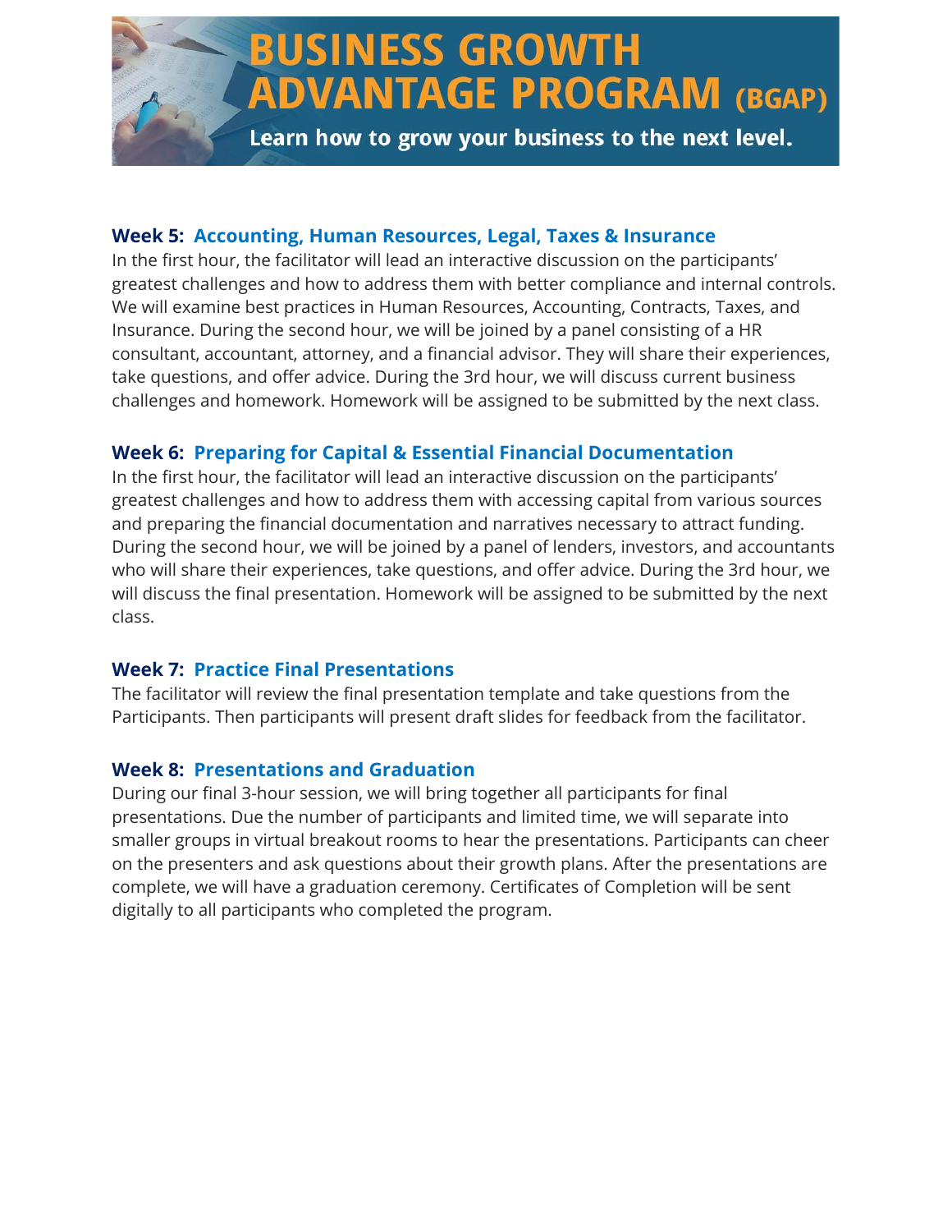# BUSINESS GROWTH ADVANTAGE PROGRAM (BGAP)

**Learn how to grow your business to the next level.**

### Week 5: Accounting, Human Resources, Legal, Taxes & Insurance

In the first hour, the facilitator will lead an interactive discussion on the participants' greatest challenges and how to address them with better compliance and internal controls. We will examine best practices in Human Resources, Accounting, Contracts, Taxes, and Insurance. During the second hour, we will be joined by a panel consisting of a HR consultant, accountant, attorney, and a financial advisor. They will share their experiences, take questions, and offer advice. During the 3rd hour, we will discuss current business challenges and homework. Homework will be assigned to be submitted by the next class.

### Week 6: Preparing for Capital & Essential Financial Documentation

In the first hour, the facilitator will lead an interactive discussion on the participants' greatest challenges and how to address them with accessing capital from various sources and preparing the financial documentation and narratives necessary to attract funding. During the second hour, we will be joined by a panel of lenders, investors, and accountants who will share their experiences, take questions, and offer advice. During the 3rd hour, we will discuss the final presentation. Homework will be assigned to be submitted by the next class.

### Week 7: Practice Final Presentations

The facilitator will review the final presentation template and take questions from the Participants. Then participants will present draft slides for feedback from the facilitator.

### Week 8: Presentations and Graduation

During our final 3-hour session, we will bring together all participants for final presentations. Due the number of participants and limited time, we will separate into smaller groups in virtual breakout rooms to hear the presentations. Participants can cheer on the presenters and ask questions about their growth plans. After the presentations are complete, we will have a graduation ceremony. Certificates of Completion will be sent digitally to all participants who completed the program.